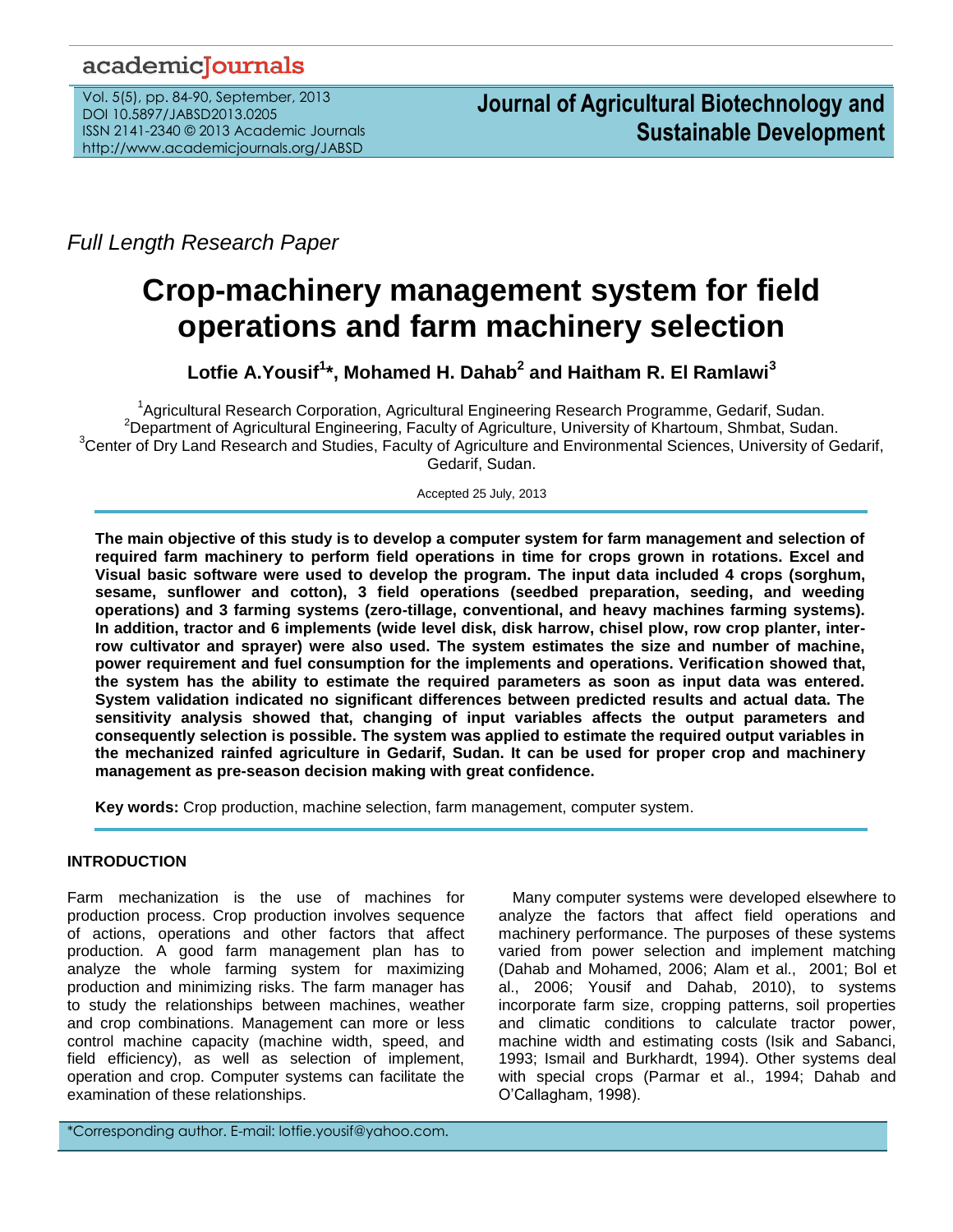*Full Length Research Paper*

# Crop-machinery management system for field operations and farm machinery selection

**Lotfie A.Yousif[1]*, Mohamed H. Dahab[2] and Haitham R. El Ramlawi[3]**

[1]Agricultural Research Corporation, Agricultural Engineering Research Programme, Gedarif, Sudan.
[2]Department of Agricultural Engineering, Faculty of Agriculture, University of Khartoum, Shmbat, Sudan.
[3]Center of Dry Land Research and Studies, Faculty of Agriculture and Environmental Sciences, University of Gedarif, Gedarif, Sudan.

Accepted 25 July, 2013

**The main objective of this study is to develop a computer system for farm management and selection of required farm machinery to perform field operations in time for crops grown in rotations. Excel and Visual basic software were used to develop the program. The input data included 4 crops (sorghum, sesame, sunflower and cotton), 3 field operations (seedbed preparation, seeding, and weeding operations) and 3 farming systems (zero-tillage, conventional, and heavy machines farming systems). In addition, tractor and 6 implements (wide level disk, disk harrow, chisel plow, row crop planter, inter-row cultivator and sprayer) were also used. The system estimates the size and number of machine, power requirement and fuel consumption for the implements and operations. Verification showed that, the system has the ability to estimate the required parameters as soon as input data was entered. System validation indicated no significant differences between predicted results and actual data. The sensitivity analysis showed that, changing of input variables affects the output parameters and consequently selection is possible. The system was applied to estimate the required output variables in the mechanized rainfed agriculture in Gedarif, Sudan. It can be used for proper crop and machinery management as pre-season decision making with great confidence.**

**Key words:** Crop production, machine selection, farm management, computer system.

## INTRODUCTION

Farm mechanization is the use of machines for production process. Crop production involves sequence of actions, operations and other factors that affect production. A good farm management plan has to analyze the whole farming system for maximizing production and minimizing risks. The farm manager has to study the relationships between machines, weather and crop combinations. Management can more or less control machine capacity (machine width, speed, and field efficiency), as well as selection of implement, operation and crop. Computer systems can facilitate the examination of these relationships.

Many computer systems were developed elsewhere to analyze the factors that affect field operations and machinery performance. The purposes of these systems varied from power selection and implement matching (Dahab and Mohamed, 2006; Alam et al., 2001; Bol et al., 2006; Yousif and Dahab, 2010), to systems incorporate farm size, cropping patterns, soil properties and climatic conditions to calculate tractor power, machine width and estimating costs (Isik and Sabanci, 1993; Ismail and Burkhardt, 1994). Other systems deal with special crops (Parmar et al., 1994; Dahab and O'Callagham, 1998).

*Corresponding author. E-mail: lotfie.yousif@yahoo.com.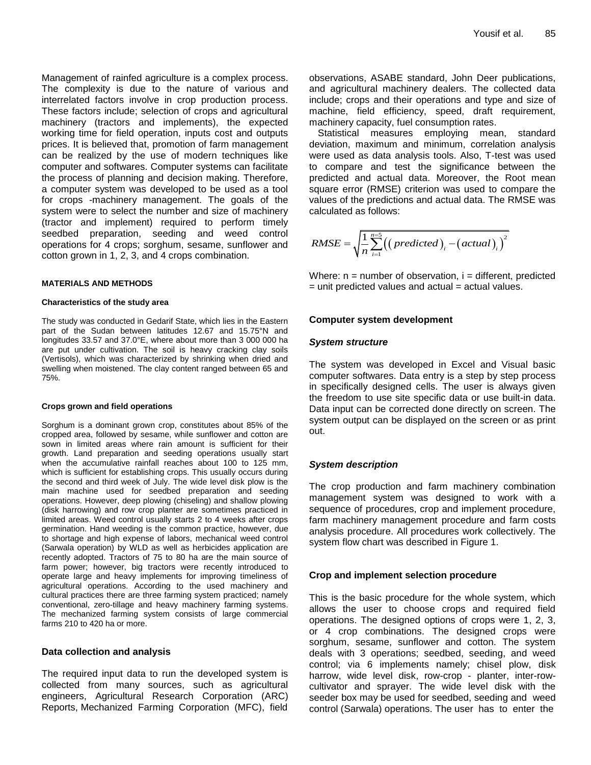Management of rainfed agriculture is a complex process. The complexity is due to the nature of various and interrelated factors involve in crop production process. These factors include; selection of crops and agricultural machinery (tractors and implements), the expected working time for field operation, inputs cost and outputs prices. It is believed that, promotion of farm management can be realized by the use of modern techniques like computer and softwares. Computer systems can facilitate the process of planning and decision making. Therefore, a computer system was developed to be used as a tool for crops -machinery management. The goals of the system were to select the number and size of machinery (tractor and implement) required to perform timely seedbed preparation, seeding and weed control operations for 4 crops; sorghum, sesame, sunflower and cotton grown in 1, 2, 3, and 4 crops combination.

## MATERIALS AND METHODS

### Characteristics of the study area

The study was conducted in Gedarif State, which lies in the Eastern part of the Sudan between latitudes 12.67 and 15.75°N and longitudes 33.57 and 37.0°E, where about more than 3 000 000 ha are put under cultivation. The soil is heavy cracking clay soils (Vertisols), which was characterized by shrinking when dried and swelling when moistened. The clay content ranged between 65 and 75%.

### Crops grown and field operations

Sorghum is a dominant grown crop, constitutes about 85% of the cropped area, followed by sesame, while sunflower and cotton are sown in limited areas where rain amount is sufficient for their growth. Land preparation and seeding operations usually start when the accumulative rainfall reaches about 100 to 125 mm, which is sufficient for establishing crops. This usually occurs during the second and third week of July. The wide level disk plow is the main machine used for seedbed preparation and seeding operations. However, deep plowing (chiseling) and shallow plowing (disk harrowing) and row crop planter are sometimes practiced in limited areas. Weed control usually starts 2 to 4 weeks after crops germination. Hand weeding is the common practice, however, due to shortage and high expense of labors, mechanical weed control (Sarwala operation) by WLD as well as herbicides application are recently adopted. Tractors of 75 to 80 ha are the main source of farm power; however, big tractors were recently introduced to operate large and heavy implements for improving timeliness of agricultural operations. According to the used machinery and cultural practices there are three farming system practiced; namely conventional, zero-tillage and heavy machinery farming systems. The mechanized farming system consists of large commercial farms 210 to 420 ha or more.

### Data collection and analysis

The required input data to run the developed system is collected from many sources, such as agricultural engineers, Agricultural Research Corporation (ARC) Reports, Mechanized Farming Corporation (MFC), field observations, ASABE standard, John Deer publications, and agricultural machinery dealers. The collected data include; crops and their operations and type and size of machine, field efficiency, speed, draft requirement, machinery capacity, fuel consumption rates.

Statistical measures employing mean, standard deviation, maximum and minimum, correlation analysis were used as data analysis tools. Also, T-test was used to compare and test the significance between the predicted and actual data. Moreover, the Root mean square error (RMSE) criterion was used to compare the values of the predictions and actual data. The RMSE was calculated as follows:

$$RMSE = \sqrt{\frac{1}{n}\sum_{i=1}^{n=5}\left(\left(predicted\right)_i - \left(actual\right)_i\right)^2}$$

Where: n = number of observation, i = different, predicted = unit predicted values and actual = actual values.

## Computer system development

### *System structure*

The system was developed in Excel and Visual basic computer softwares. Data entry is a step by step process in specifically designed cells. The user is always given the freedom to use site specific data or use built-in data. Data input can be corrected done directly on screen. The system output can be displayed on the screen or as print out.

### *System description*

The crop production and farm machinery combination management system was designed to work with a sequence of procedures, crop and implement procedure, farm machinery management procedure and farm costs analysis procedure. All procedures work collectively. The system flow chart was described in Figure 1.

### Crop and implement selection procedure

This is the basic procedure for the whole system, which allows the user to choose crops and required field operations. The designed options of crops were 1, 2, 3, or 4 crop combinations. The designed crops were sorghum, sesame, sunflower and cotton. The system deals with 3 operations; seedbed, seeding, and weed control; via 6 implements namely; chisel plow, disk harrow, wide level disk, row-crop - planter, inter-row-cultivator and sprayer. The wide level disk with the seeder box may be used for seedbed, seeding and weed control (Sarwala) operations. The user has to enter the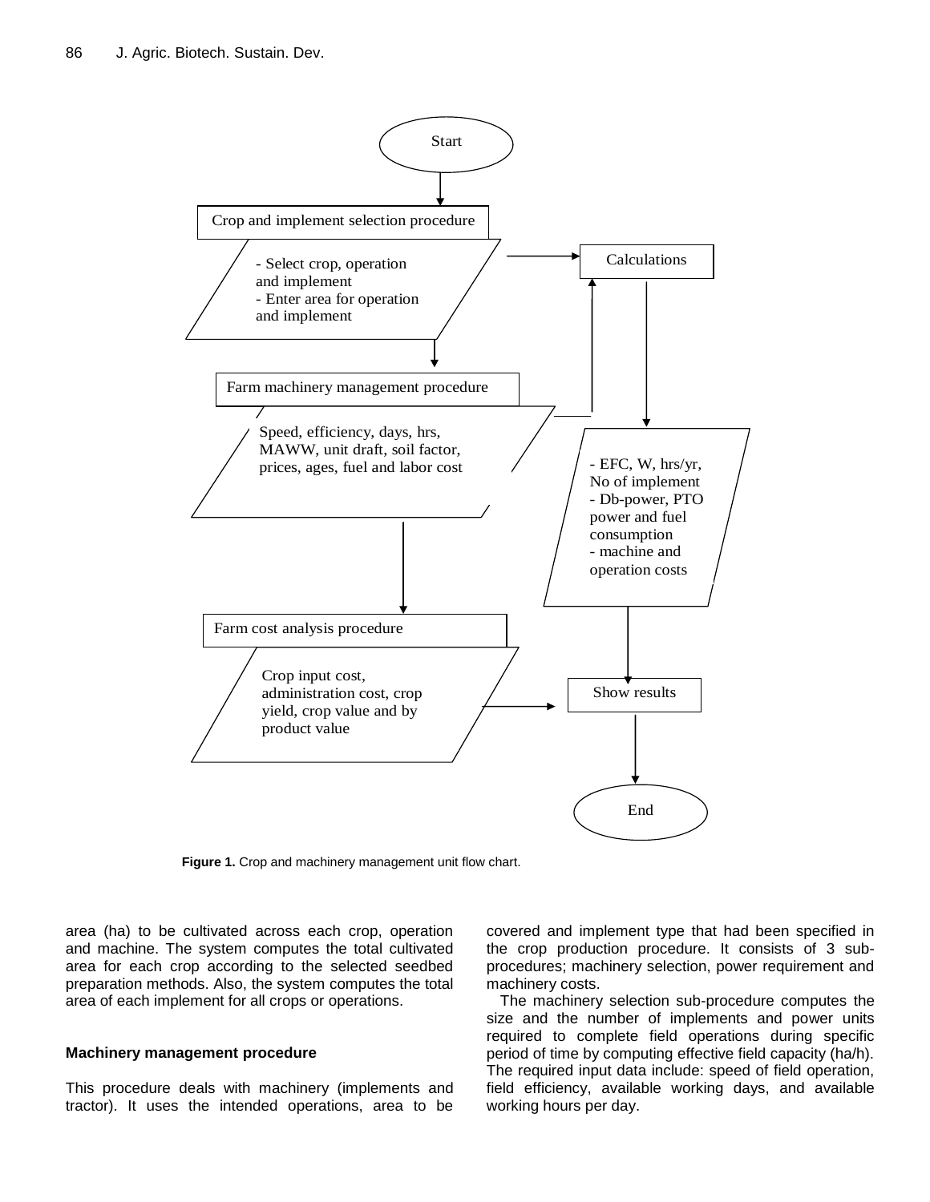Start

Crop and implement selection procedure

- Select crop, operation and implement
- Enter area for operation and implement

Farm machinery management procedure

Speed, efficiency, days, hrs, MAWW, unit draft, soil factor, prices, ages, fuel and labor cost

Farm cost analysis procedure

Crop input cost, administration cost, crop yield, crop value and by product value

Calculations

- EFC, W, hrs/yr, No of implement
- Db-power, PTO power and fuel consumption
- machine and operation costs

Show results

End

**Figure 1.** Crop and machinery management unit flow chart.

area (ha) to be cultivated across each crop, operation and machine. The system computes the total cultivated area for each crop according to the selected seedbed preparation methods. Also, the system computes the total area of each implement for all crops or operations.

### Machinery management procedure

This procedure deals with machinery (implements and tractor). It uses the intended operations, area to be covered and implement type that had been specified in the crop production procedure. It consists of 3 sub-procedures; machinery selection, power requirement and machinery costs.

The machinery selection sub-procedure computes the size and the number of implements and power units required to complete field operations during specific period of time by computing effective field capacity (ha/h). The required input data include: speed of field operation, field efficiency, available working days, and available working hours per day.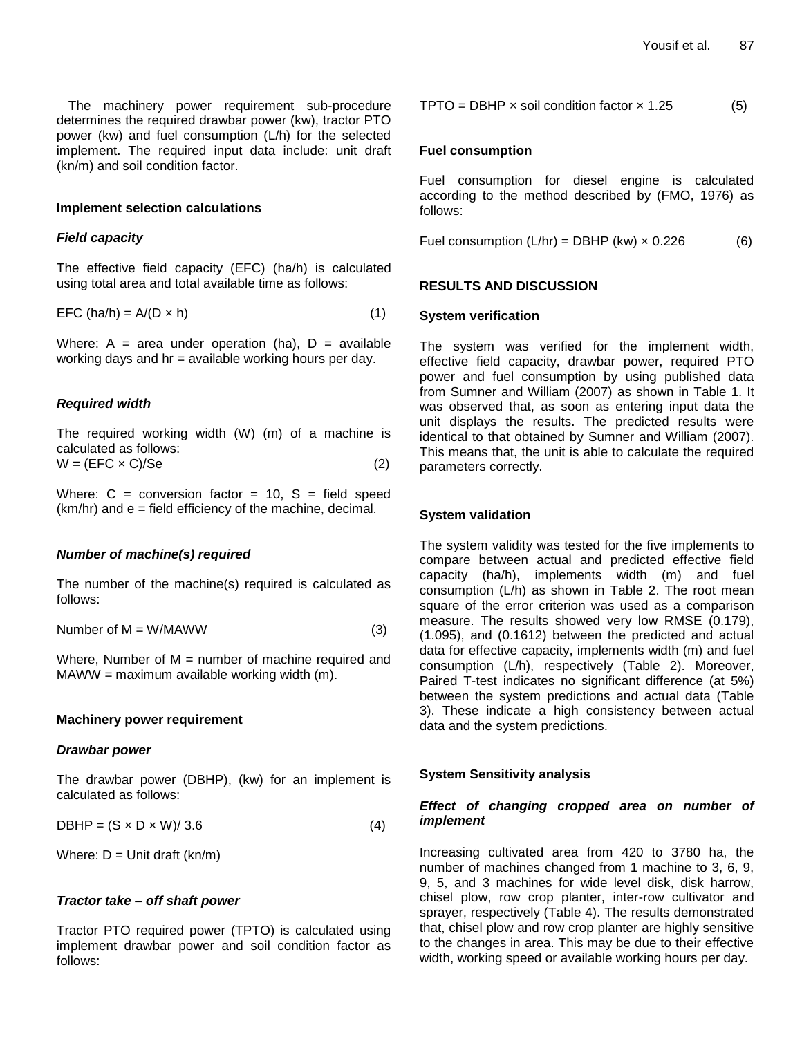The machinery power requirement sub-procedure determines the required drawbar power (kw), tractor PTO power (kw) and fuel consumption (L/h) for the selected implement. The required input data include: unit draft (kn/m) and soil condition factor.

### Implement selection calculations

#### *Field capacity*

The effective field capacity (EFC) (ha/h) is calculated using total area and total available time as follows:

$$\text{EFC (ha/h)} = A/(D \times h) \qquad (1)$$

Where: A = area under operation (ha), D = available working days and hr = available working hours per day.

#### *Required width*

The required working width (W) (m) of a machine is calculated as follows:

$$W = (\text{EFC} \times C)/Se \qquad (2)$$

Where: C = conversion factor = 10, S = field speed (km/hr) and e = field efficiency of the machine, decimal.

#### *Number of machine(s) required*

The number of the machine(s) required is calculated as follows:

$$\text{Number of M} = W/\text{MAWW} \qquad (3)$$

Where, Number of M = number of machine required and MAWW = maximum available working width (m).

### Machinery power requirement

#### *Drawbar power*

The drawbar power (DBHP), (kw) for an implement is calculated as follows:

$$\text{DBHP} = (S \times D \times W)/3.6 \qquad (4)$$

Where: D = Unit draft (kn/m)

#### *Tractor take – off shaft power*

Tractor PTO required power (TPTO) is calculated using implement drawbar power and soil condition factor as follows:

$$\text{TPTO} = \text{DBHP} \times \text{soil condition factor} \times 1.25 \qquad (5)$$

### Fuel consumption

Fuel consumption for diesel engine is calculated according to the method described by (FMO, 1976) as follows:

$$\text{Fuel consumption (L/hr)} = \text{DBHP (kw)} \times 0.226 \qquad (6)$$

## RESULTS AND DISCUSSION

### System verification

The system was verified for the implement width, effective field capacity, drawbar power, required PTO power and fuel consumption by using published data from Sumner and William (2007) as shown in Table 1. It was observed that, as soon as entering input data the unit displays the results. The predicted results were identical to that obtained by Sumner and William (2007). This means that, the unit is able to calculate the required parameters correctly.

### System validation

The system validity was tested for the five implements to compare between actual and predicted effective field capacity (ha/h), implements width (m) and fuel consumption (L/h) as shown in Table 2. The root mean square of the error criterion was used as a comparison measure. The results showed very low RMSE (0.179), (1.095), and (0.1612) between the predicted and actual data for effective capacity, implements width (m) and fuel consumption (L/h), respectively (Table 2). Moreover, Paired T-test indicates no significant difference (at 5%) between the system predictions and actual data (Table 3). These indicate a high consistency between actual data and the system predictions.

### System Sensitivity analysis

#### *Effect of changing cropped area on number of implement*

Increasing cultivated area from 420 to 3780 ha, the number of machines changed from 1 machine to 3, 6, 9, 9, 5, and 3 machines for wide level disk, disk harrow, chisel plow, row crop planter, inter-row cultivator and sprayer, respectively (Table 4). The results demonstrated that, chisel plow and row crop planter are highly sensitive to the changes in area. This may be due to their effective width, working speed or available working hours per day.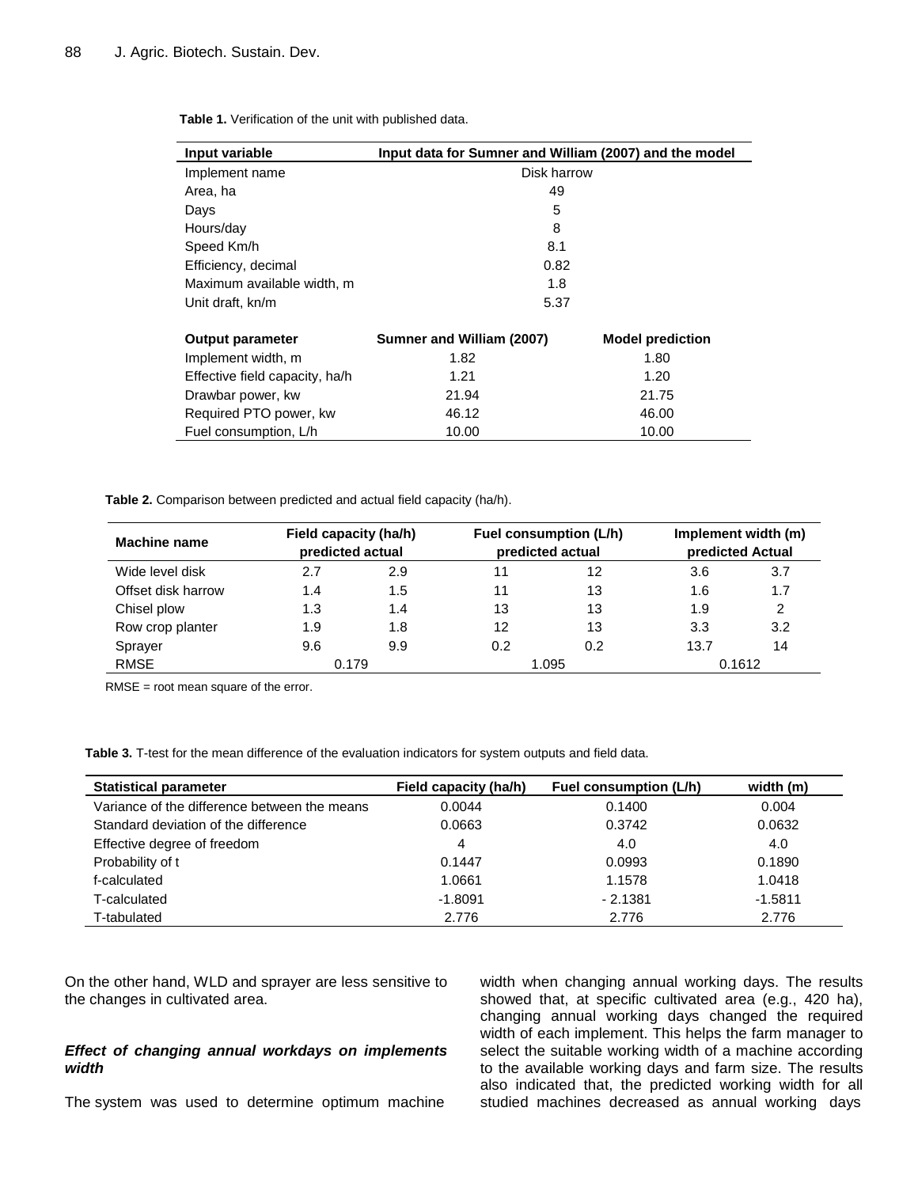**Table 1.** Verification of the unit with published data.

| Input variable | Input data for Sumner and William (2007) and the model | |
|---|---|---|
| Implement name | Disk harrow | |
| Area, ha | 49 | |
| Days | 5 | |
| Hours/day | 8 | |
| Speed Km/h | 8.1 | |
| Efficiency, decimal | 0.82 | |
| Maximum available width, m | 1.8 | |
| Unit draft, kn/m | 5.37 | |
| **Output parameter** | **Sumner and William (2007)** | **Model prediction** |
| Implement width, m | 1.82 | 1.80 |
| Effective field capacity, ha/h | 1.21 | 1.20 |
| Drawbar power, kw | 21.94 | 21.75 |
| Required PTO power, kw | 46.12 | 46.00 |
| Fuel consumption, L/h | 10.00 | 10.00 |

**Table 2.** Comparison between predicted and actual field capacity (ha/h).

| Machine name | Field capacity (ha/h) | | Fuel consumption (L/h) | | Implement width (m) | |
|---|---|---|---|---|---|---|
| | predicted | actual | predicted | actual | predicted | Actual |
| Wide level disk | 2.7 | 2.9 | 11 | 12 | 3.6 | 3.7 |
| Offset disk harrow | 1.4 | 1.5 | 11 | 13 | 1.6 | 1.7 |
| Chisel plow | 1.3 | 1.4 | 13 | 13 | 1.9 | 2 |
| Row crop planter | 1.9 | 1.8 | 12 | 13 | 3.3 | 3.2 |
| Sprayer | 9.6 | 9.9 | 0.2 | 0.2 | 13.7 | 14 |
| RMSE | 0.179 | | 1.095 | | 0.1612 | |

RMSE = root mean square of the error.

**Table 3.** T-test for the mean difference of the evaluation indicators for system outputs and field data.

| Statistical parameter | Field capacity (ha/h) | Fuel consumption (L/h) | width (m) |
|---|---|---|---|
| Variance of the difference between the means | 0.0044 | 0.1400 | 0.004 |
| Standard deviation of the difference | 0.0663 | 0.3742 | 0.0632 |
| Effective degree of freedom | 4 | 4.0 | 4.0 |
| Probability of t | 0.1447 | 0.0993 | 0.1890 |
| f-calculated | 1.0661 | 1.1578 | 1.0418 |
| T-calculated | -1.8091 | - 2.1381 | -1.5811 |
| T-tabulated | 2.776 | 2.776 | 2.776 |

On the other hand, WLD and sprayer are less sensitive to the changes in cultivated area.

### *Effect of changing annual workdays on implements width*

The system was used to determine optimum machine width when changing annual working days. The results showed that, at specific cultivated area (e.g., 420 ha), changing annual working days changed the required width of each implement. This helps the farm manager to select the suitable working width of a machine according to the available working days and farm size. The results also indicated that, the predicted working width for all studied machines decreased as annual working days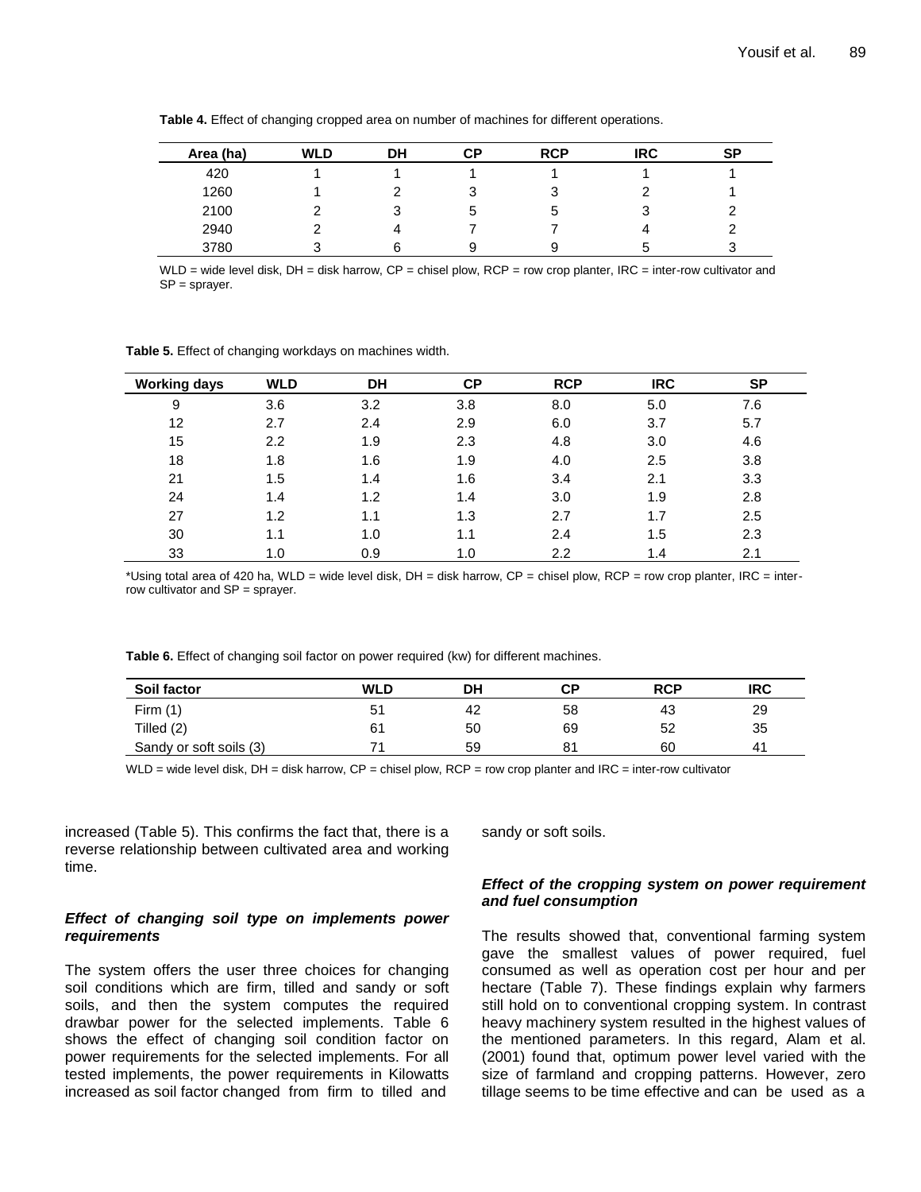**Table 4.** Effect of changing cropped area on number of machines for different operations.

| Area (ha) | WLD | DH | CP | RCP | IRC | SP |
|---|---|---|---|---|---|---|
| 420 | 1 | 1 | 1 | 1 | 1 | 1 |
| 1260 | 1 | 2 | 3 | 3 | 2 | 1 |
| 2100 | 2 | 3 | 5 | 5 | 3 | 2 |
| 2940 | 2 | 4 | 7 | 7 | 4 | 2 |
| 3780 | 3 | 6 | 9 | 9 | 5 | 3 |

WLD = wide level disk, DH = disk harrow, CP = chisel plow, RCP = row crop planter, IRC = inter-row cultivator and SP = sprayer.

**Table 5.** Effect of changing workdays on machines width.

| Working days | WLD | DH | CP | RCP | IRC | SP |
|---|---|---|---|---|---|---|
| 9 | 3.6 | 3.2 | 3.8 | 8.0 | 5.0 | 7.6 |
| 12 | 2.7 | 2.4 | 2.9 | 6.0 | 3.7 | 5.7 |
| 15 | 2.2 | 1.9 | 2.3 | 4.8 | 3.0 | 4.6 |
| 18 | 1.8 | 1.6 | 1.9 | 4.0 | 2.5 | 3.8 |
| 21 | 1.5 | 1.4 | 1.6 | 3.4 | 2.1 | 3.3 |
| 24 | 1.4 | 1.2 | 1.4 | 3.0 | 1.9 | 2.8 |
| 27 | 1.2 | 1.1 | 1.3 | 2.7 | 1.7 | 2.5 |
| 30 | 1.1 | 1.0 | 1.1 | 2.4 | 1.5 | 2.3 |
| 33 | 1.0 | 0.9 | 1.0 | 2.2 | 1.4 | 2.1 |

*Using total area of 420 ha, WLD = wide level disk, DH = disk harrow, CP = chisel plow, RCP = row crop planter, IRC = inter-row cultivator and SP = sprayer.

**Table 6.** Effect of changing soil factor on power required (kw) for different machines.

| Soil factor | WLD | DH | CP | RCP | IRC |
|---|---|---|---|---|---|
| Firm (1) | 51 | 42 | 58 | 43 | 29 |
| Tilled (2) | 61 | 50 | 69 | 52 | 35 |
| Sandy or soft soils (3) | 71 | 59 | 81 | 60 | 41 |

WLD = wide level disk, DH = disk harrow, CP = chisel plow, RCP = row crop planter and IRC = inter-row cultivator

increased (Table 5). This confirms the fact that, there is a reverse relationship between cultivated area and working time.

### *Effect of changing soil type on implements power requirements*

The system offers the user three choices for changing soil conditions which are firm, tilled and sandy or soft soils, and then the system computes the required drawbar power for the selected implements. Table 6 shows the effect of changing soil condition factor on power requirements for the selected implements. For all tested implements, the power requirements in Kilowatts increased as soil factor changed from firm to tilled and sandy or soft soils.

### *Effect of the cropping system on power requirement and fuel consumption*

The results showed that, conventional farming system gave the smallest values of power required, fuel consumed as well as operation cost per hour and per hectare (Table 7). These findings explain why farmers still hold on to conventional cropping system. In contrast heavy machinery system resulted in the highest values of the mentioned parameters. In this regard, Alam et al. (2001) found that, optimum power level varied with the size of farmland and cropping patterns. However, zero tillage seems to be time effective and can be used as a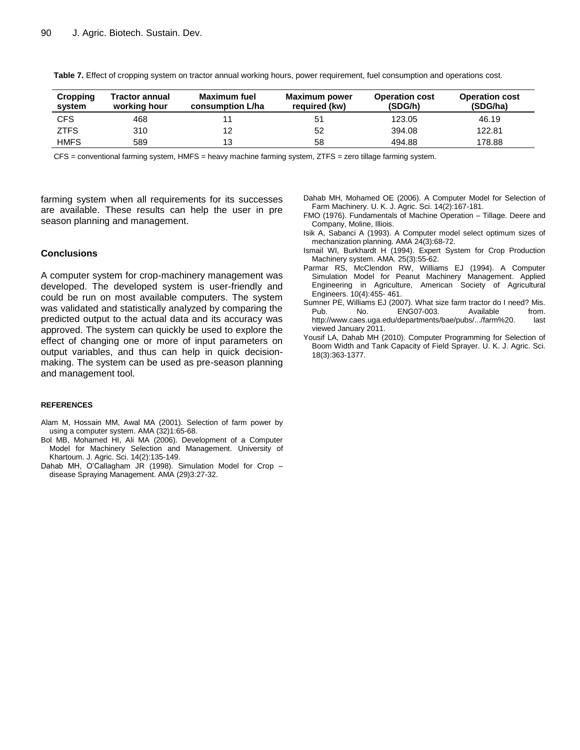**Table 7.** Effect of cropping system on tractor annual working hours, power requirement, fuel consumption and operations cost.

| Cropping system | Tractor annual working hour | Maximum fuel consumption L/ha | Maximum power required (kw) | Operation cost (SDG/h) | Operation cost (SDG/ha) |
|---|---|---|---|---|---|
| CFS | 468 | 11 | 51 | 123.05 | 46.19 |
| ZTFS | 310 | 12 | 52 | 394.08 | 122.81 |
| HMFS | 589 | 13 | 58 | 494.88 | 178.88 |

CFS = conventional farming system, HMFS = heavy machine farming system, ZTFS = zero tillage farming system.

farming system when all requirements for its successes are available. These results can help the user in pre season planning and management.

## Conclusions

A computer system for crop-machinery management was developed. The developed system is user-friendly and could be run on most available computers. The system was validated and statistically analyzed by comparing the predicted output to the actual data and its accuracy was approved. The system can quickly be used to explore the effect of changing one or more of input parameters on output variables, and thus can help in quick decision-making. The system can be used as pre-season planning and management tool.

## REFERENCES

Alam M, Hossain MM, Awal MA (2001). Selection of farm power by using a computer system. AMA (32)1:65-68.

Bol MB, Mohamed HI, Ali MA (2006). Development of a Computer Model for Machinery Selection and Management. University of Khartoum. J. Agric. Sci. 14(2):135-149.

Dahab MH, O'Callagham JR (1998). Simulation Model for Crop – disease Spraying Management. AMA (29)3:27-32.

Dahab MH, Mohamed OE (2006). A Computer Model for Selection of Farm Machinery. U. K. J. Agric. Sci. 14(2):167-181.

FMO (1976). Fundamentals of Machine Operation – Tillage. Deere and Company, Moline, Illiois.

Isik A, Sabanci A (1993). A Computer model select optimum sizes of mechanization planning. AMA 24(3):68-72.

Ismail WI, Burkhardt H (1994). Expert System for Crop Production Machinery system. AMA. 25(3):55-62.

Parmar RS, McClendon RW, Williams EJ (1994). A Computer Simulation Model for Peanut Machinery Management. Applied Engineering in Agriculture, American Society of Agricultural Engineers. 10(4):455- 461.

Sumner PE, Williams EJ (2007). What size farm tractor do I need? Mis. Pub. No. ENG07-003. Available from. http://www.caes.uga.edu/departments/bae/pubs/.../farm%20. last viewed January 2011.

Yousif LA, Dahab MH (2010). Computer Programming for Selection of Boom Width and Tank Capacity of Field Sprayer. U. K. J. Agric. Sci. 18(3):363-1377.